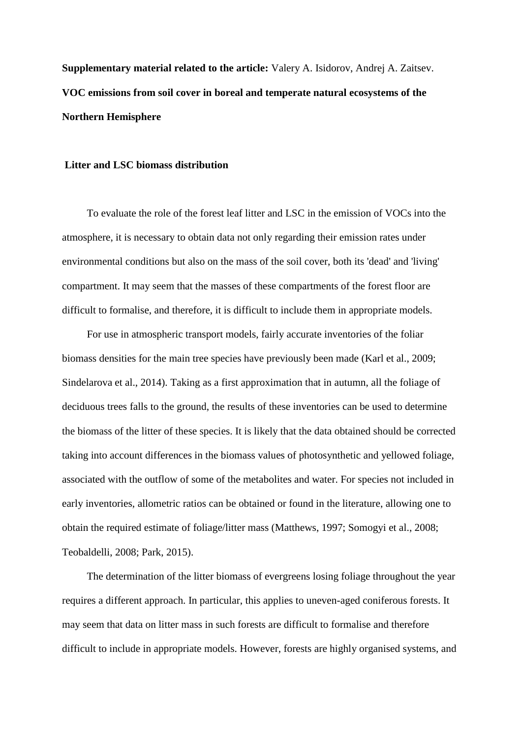**Supplementary material related to the article:** Valery A. Isidorov, Andrej A. Zaitsev. **VOC emissions from soil cover in boreal and temperate natural ecosystems of the Northern Hemisphere**

## Litter and LSC biomass distribution

To evaluate the role of the forest leaf litter and LSC in the emission of VOCs into the atmosphere, it is necessary to obtain data not only regarding their emission rates under environmental conditions but also on the mass of the soil cover, both its 'dead' and 'living' compartment. It may seem that the masses of these compartments of the forest floor are difficult to formalise, and therefore, it is difficult to include them in appropriate models.

For use in atmospheric transport models, fairly accurate inventories of the foliar biomass densities for the main tree species have previously been made (Karl et al., 2009; Sindelarova et al., 2014). Taking as a first approximation that in autumn, all the foliage of deciduous trees falls to the ground, the results of these inventories can be used to determine the biomass of the litter of these species. It is likely that the data obtained should be corrected taking into account differences in the biomass values of photosynthetic and yellowed foliage, associated with the outflow of some of the metabolites and water. For species not included in early inventories, allometric ratios can be obtained or found in the literature, allowing one to obtain the required estimate of foliage/litter mass (Matthews, 1997; Somogyi et al., 2008; Teobaldelli, 2008; Park, 2015).

The determination of the litter biomass of evergreens losing foliage throughout the year requires a different approach. In particular, this applies to uneven-aged coniferous forests. It may seem that data on litter mass in such forests are difficult to formalise and therefore difficult to include in appropriate models. However, forests are highly organised systems, and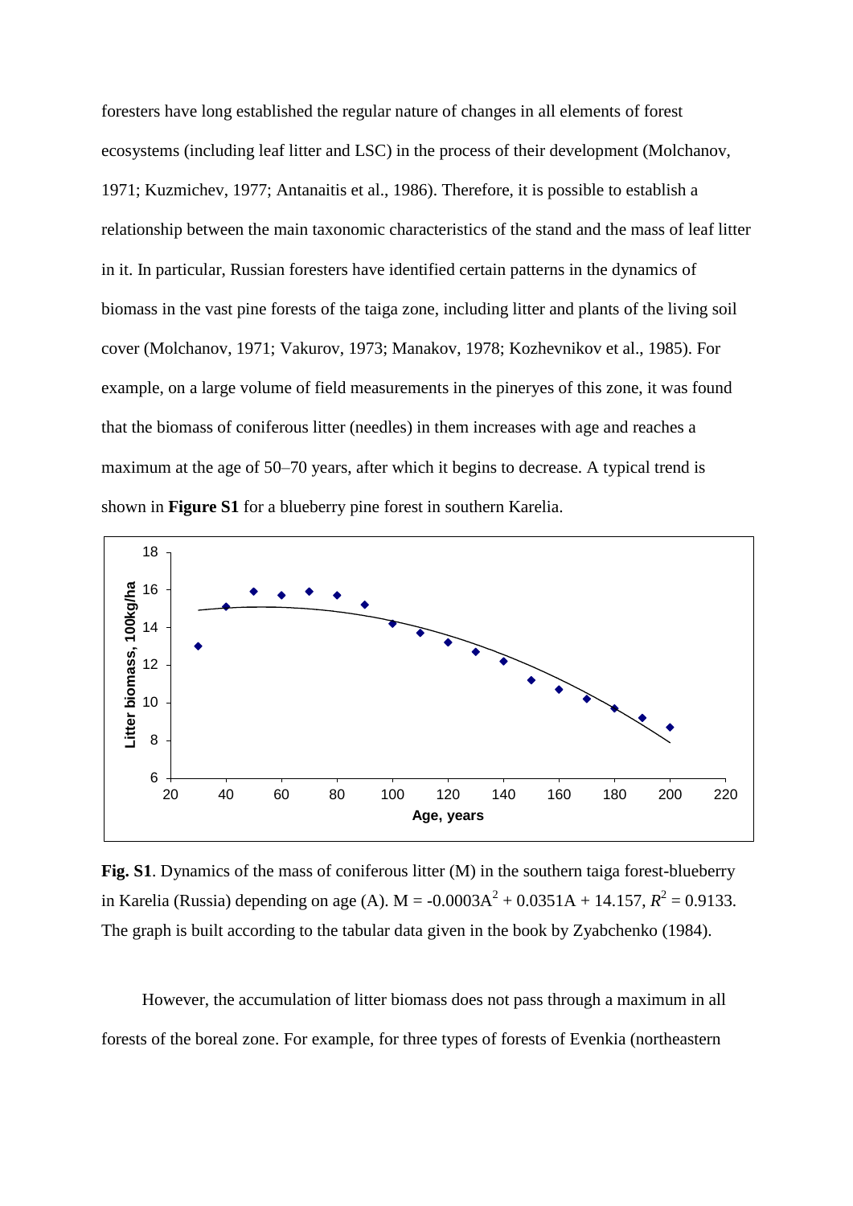foresters have long established the regular nature of changes in all elements of forest ecosystems (including leaf litter and LSC) in the process of their development (Molchanov, 1971; Kuzmichev, 1977; Antanaitis et al., 1986). Therefore, it is possible to establish a relationship between the main taxonomic characteristics of the stand and the mass of leaf litter in it. In particular, Russian foresters have identified certain patterns in the dynamics of biomass in the vast pine forests of the taiga zone, including litter and plants of the living soil cover (Molchanov, 1971; Vakurov, 1973; Manakov, 1978; Kozhevnikov et al., 1985). For example, on a large volume of field measurements in the pineryes of this zone, it was found that the biomass of coniferous litter (needles) in them increases with age and reaches a maximum at the age of 50–70 years, after which it begins to decrease. A typical trend is shown in **Figure S1** for a blueberry pine forest in southern Karelia.

Litter biomass, 100kg/ha

18
16
14
12
10
8
6

20 40 60 80 100 120 140 160 180 200 220

Age, years

**Fig. S1**. Dynamics of the mass of coniferous litter (M) in the southern taiga forest-blueberry in Karelia (Russia) depending on age (A). $M = -0.0003A^2 + 0.0351A + 14.157$, $R^2 = 0.9133$. The graph is built according to the tabular data given in the book by Zyabchenko (1984).

However, the accumulation of litter biomass does not pass through a maximum in all forests of the boreal zone. For example, for three types of forests of Evenkia (northeastern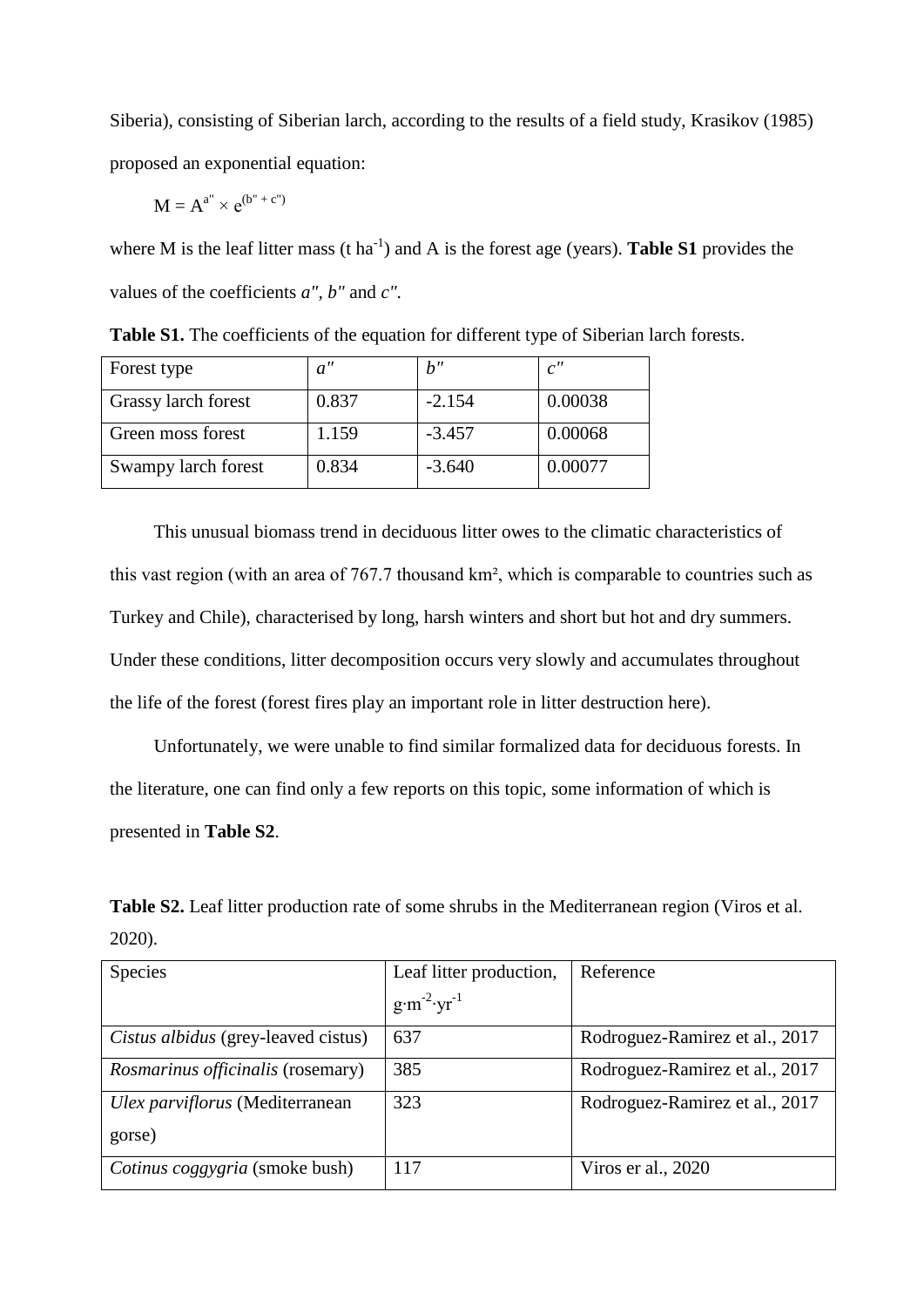Siberia), consisting of Siberian larch, according to the results of a field study, Krasikov (1985) proposed an exponential equation:

$$M = A^{a''} \times e^{(b'' + c'')}$$

where M is the leaf litter mass (t $ha^{-1}$) and A is the forest age (years). **Table S1** provides the values of the coefficients *a''*, *b''* and *c''*.

**Table S1.** The coefficients of the equation for different type of Siberian larch forests.

| Forest type | *a''* | *b''* | *c''* |
|---|---|---|---|
| Grassy larch forest | 0.837 | -2.154 | 0.00038 |
| Green moss forest | 1.159 | -3.457 | 0.00068 |
| Swampy larch forest | 0.834 | -3.640 | 0.00077 |

This unusual biomass trend in deciduous litter owes to the climatic characteristics of this vast region (with an area of 767.7 thousand km², which is comparable to countries such as Turkey and Chile), characterised by long, harsh winters and short but hot and dry summers. Under these conditions, litter decomposition occurs very slowly and accumulates throughout the life of the forest (forest fires play an important role in litter destruction here).

Unfortunately, we were unable to find similar formalized data for deciduous forests. In the literature, one can find only a few reports on this topic, some information of which is presented in **Table S2**.

**Table S2.** Leaf litter production rate of some shrubs in the Mediterranean region (Viros et al. 2020).

| Species | Leaf litter production, $g \cdot m^{-2} \cdot yr^{-1}$ | Reference |
|---|---|---|
| *Cistus albidus* (grey-leaved cistus) | 637 | Rodroguez-Ramirez et al., 2017 |
| *Rosmarinus officinalis* (rosemary) | 385 | Rodroguez-Ramirez et al., 2017 |
| *Ulex parviflorus* (Mediterranean gorse) | 323 | Rodroguez-Ramirez et al., 2017 |
| *Cotinus coggygria* (smoke bush) | 117 | Viros er al., 2020 |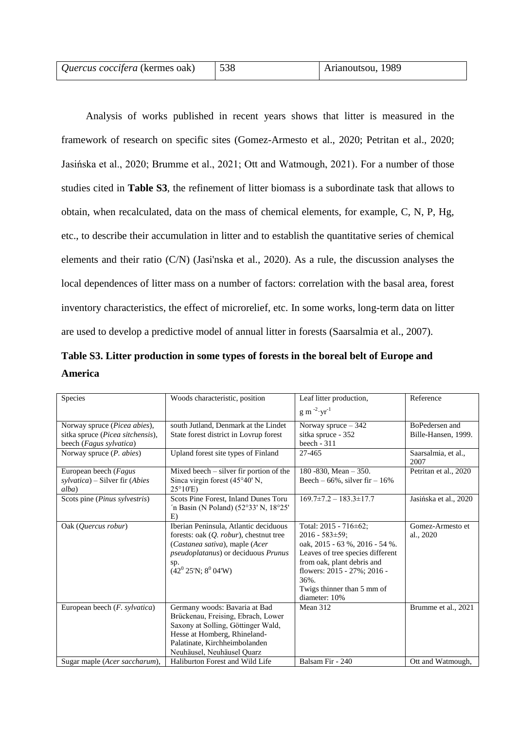| | | |
|---|---|---|
| *Quercus coccifera* (kermes oak) | 538 | Arianoutsou, 1989 |

Analysis of works published in recent years shows that litter is measured in the framework of research on specific sites (Gomez-Armesto et al., 2020; Petritan et al., 2020; Jasińska et al., 2020; Brumme et al., 2021; Ott and Watmough, 2021). For a number of those studies cited in **Table S3**, the refinement of litter biomass is a subordinate task that allows to obtain, when recalculated, data on the mass of chemical elements, for example, C, N, P, Hg, etc., to describe their accumulation in litter and to establish the quantitative series of chemical elements and their ratio (C/N) (Jasi'nska et al., 2020). As a rule, the discussion analyses the local dependences of litter mass on a number of factors: correlation with the basal area, forest inventory characteristics, the effect of microrelief, etc. In some works, long-term data on litter are used to develop a predictive model of annual litter in forests (Saarsalmia et al., 2007).

**Table S3. Litter production in some types of forests in the boreal belt of Europe and America**

| Species | Woods characteristic, position | Leaf litter production, $g\ m^{-2} \cdot yr^{-1}$ | Reference |
|---|---|---|---|
| Norway spruce (*Picea abies*), sitka spruce (*Picea sitchensis*), beech (*Fagus sylvatica*) | south Jutland, Denmark at the Lindet State forest district in Lovrup forest | Norway spruce – 342<br>sitka spruce - 352<br>beech - 311 | BoPedersen and Bille-Hansen, 1999. |
| Norway spruce (*P. abies*) | Upland forest site types of Finland | 27-465 | Saarsalmia, et al., 2007 |
| European beech (*Fagus sylvatica*) – Silver fir (*Abies alba*) | Mixed beech – silver fir portion of the Sinca virgin forest (45°40' N, 25°10'E) | 180 -830, Mean – 350.<br>Beech – 66%, silver fir – 16% | Petritan et al., 2020 |
| Scots pine (*Pinus sylvestris*) | Scots Pine Forest, Inland Dunes Toru ´n Basin (N Poland) (52°33' N, 18°25' E) | 169.7±7.2 – 183.3±17.7 | Jasińska et al., 2020 |
| Oak (*Quercus robur*) | Iberian Peninsula, Atlantic deciduous forests: oak (*Q. robur*), chestnut tree (*Castanea sativa*), maple (*Acer pseudoplatanus*) or deciduous *Prunus* sp.<br>($42^0$ 25'N; $8^0$ 04'W) | Total: 2015 - 716±62;<br>2016 - 583±59;<br>oak, 2015 - 63 %, 2016 - 54 %.<br>Leaves of tree species different from oak, plant debris and flowers: 2015 - 27%; 2016 - 36%.<br>Twigs thinner than 5 mm of diameter: 10% | Gomez-Armesto et al., 2020 |
| European beech (*F. sylvatica*) | Germany woods: Bavaria at Bad Brückenau, Freising, Ebrach, Lower Saxony at Solling, Göttinger Wald, Hesse at Homberg, Rhineland-Palatinate, Kirchheimbolanden Neuhäusel, Neuhäusel Quarz | Mean 312 | Brumme et al., 2021 |
| Sugar maple (*Acer saccharum*), | Haliburton Forest and Wild Life | Balsam Fir - 240 | Ott and Watmough, |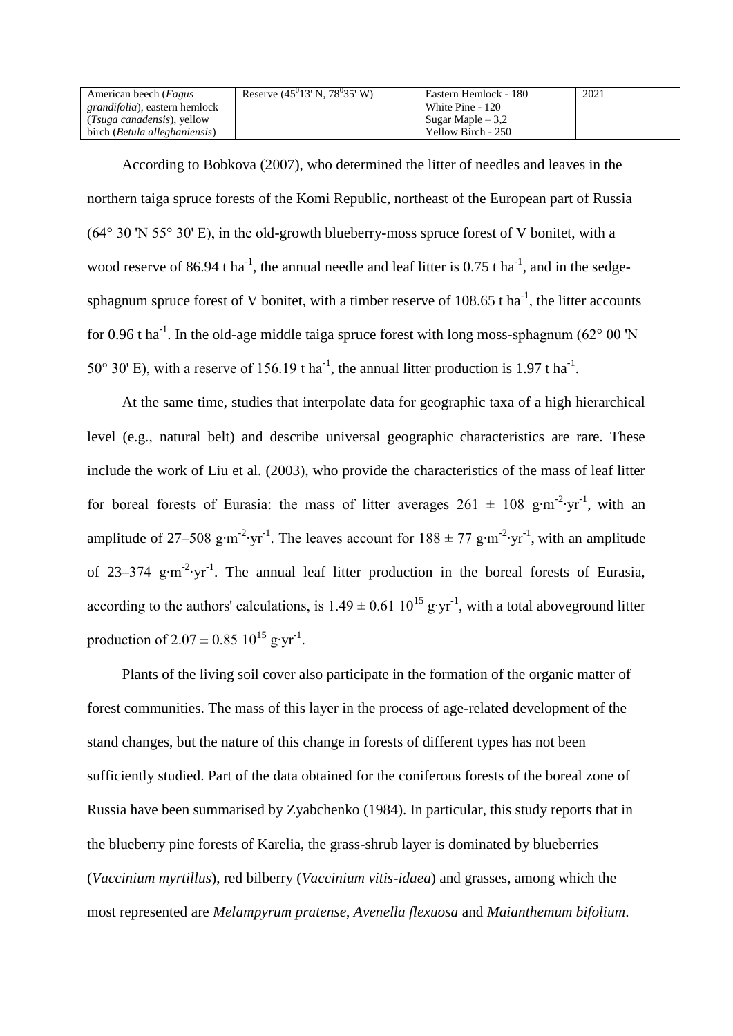| | | | |
|---|---|---|---|
| American beech (*Fagus grandifolia*), eastern hemlock (*Tsuga canadensis*), yellow birch (*Betula alleghaniensis*) | Reserve (45$^0$13' N, 78$^0$35' W) | Eastern Hemlock - 180<br>White Pine - 120<br>Sugar Maple – 3,2<br>Yellow Birch - 250 | 2021 |

According to Bobkova (2007), who determined the litter of needles and leaves in the northern taiga spruce forests of the Komi Republic, northeast of the European part of Russia (64° 30 'N 55° 30' E), in the old-growth blueberry-moss spruce forest of V bonitet, with a wood reserve of 86.94 t ha$^{-1}$, the annual needle and leaf litter is 0.75 t ha$^{-1}$, and in the sedge-sphagnum spruce forest of V bonitet, with a timber reserve of 108.65 t ha$^{-1}$, the litter accounts for 0.96 t ha$^{-1}$. In the old-age middle taiga spruce forest with long moss-sphagnum (62° 00 'N 50° 30' E), with a reserve of 156.19 t ha$^{-1}$, the annual litter production is 1.97 t ha$^{-1}$.

At the same time, studies that interpolate data for geographic taxa of a high hierarchical level (e.g., natural belt) and describe universal geographic characteristics are rare. These include the work of Liu et al. (2003), who provide the characteristics of the mass of leaf litter for boreal forests of Eurasia: the mass of litter averages $261 \pm 108$ g·m$^{-2}$·yr$^{-1}$, with an amplitude of 27–508 g·m$^{-2}$·yr$^{-1}$. The leaves account for $188 \pm 77$ g·m$^{-2}$·yr$^{-1}$, with an amplitude of 23–374 g·m$^{-2}$·yr$^{-1}$. The annual leaf litter production in the boreal forests of Eurasia, according to the authors' calculations, is $1.49 \pm 0.61\ 10^{15}$ g·yr$^{-1}$, with a total aboveground litter production of $2.07 \pm 0.85\ 10^{15}$ g·yr$^{-1}$.

Plants of the living soil cover also participate in the formation of the organic matter of forest communities. The mass of this layer in the process of age-related development of the stand changes, but the nature of this change in forests of different types has not been sufficiently studied. Part of the data obtained for the coniferous forests of the boreal zone of Russia have been summarised by Zyabchenko (1984). In particular, this study reports that in the blueberry pine forests of Karelia, the grass-shrub layer is dominated by blueberries (*Vaccinium myrtillus*), red bilberry (*Vaccinium vitis-idaea*) and grasses, among which the most represented are *Melampyrum pratense*, *Avenella flexuosa* and *Maianthemum bifolium*.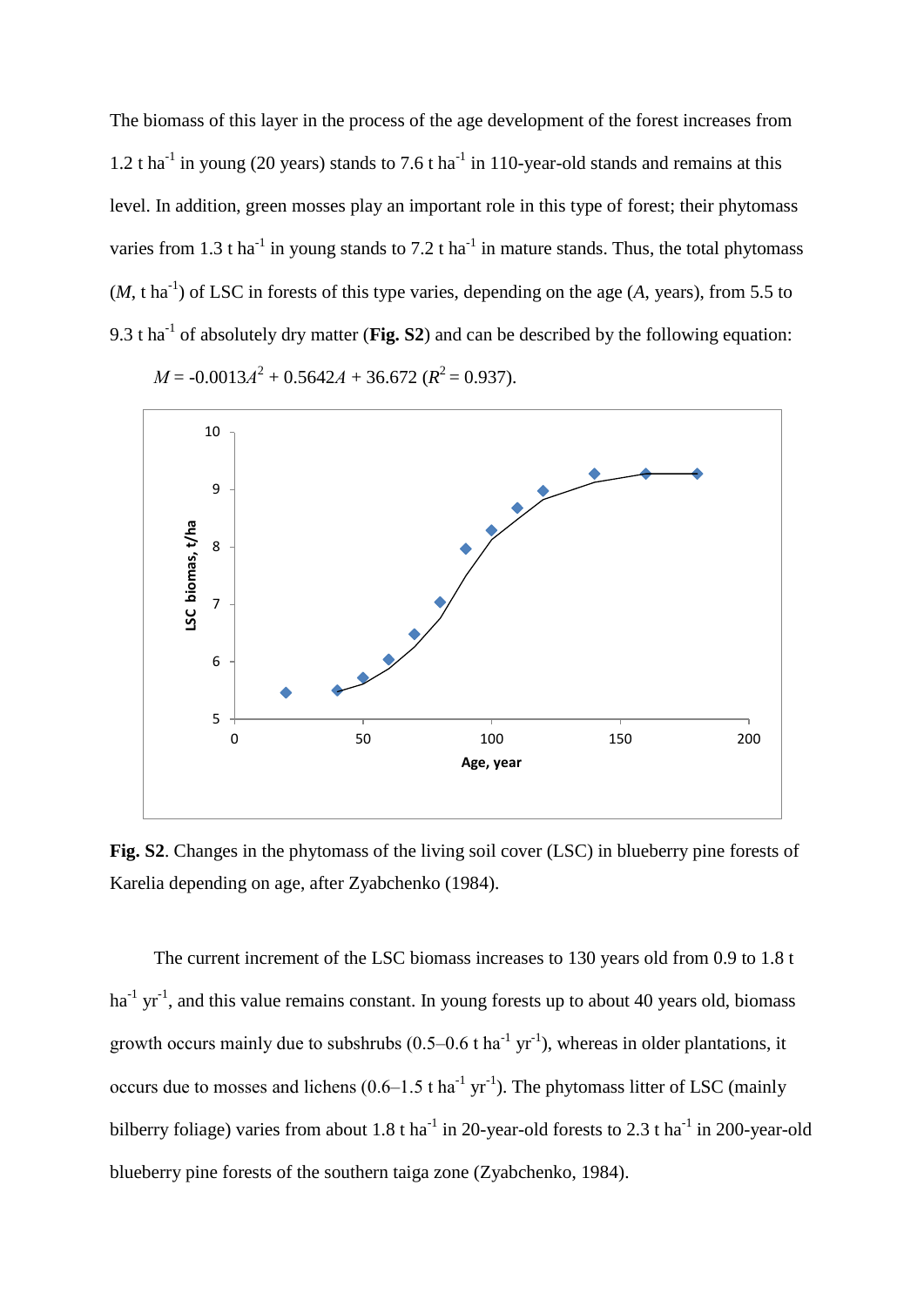The biomass of this layer in the process of the age development of the forest increases from 1.2 t ha$^{-1}$ in young (20 years) stands to 7.6 t ha$^{-1}$ in 110-year-old stands and remains at this level. In addition, green mosses play an important role in this type of forest; their phytomass varies from 1.3 t ha$^{-1}$ in young stands to 7.2 t ha$^{-1}$ in mature stands. Thus, the total phytomass ($M$, t ha$^{-1}$) of LSC in forests of this type varies, depending on the age ($A$, years), from 5.5 to 9.3 t ha$^{-1}$ of absolutely dry matter (**Fig. S2**) and can be described by the following equation:

$$M = -0.0013A^2 + 0.5642A + 36.672 \ (R^2 = 0.937).$$

LSC biomas, t/ha

10
9
8
7
6
5

0
50
100
150
200

Age, year

**Fig. S2**. Changes in the phytomass of the living soil cover (LSC) in blueberry pine forests of Karelia depending on age, after Zyabchenko (1984).

The current increment of the LSC biomass increases to 130 years old from 0.9 to 1.8 t ha$^{-1}$ yr$^{-1}$, and this value remains constant. In young forests up to about 40 years old, biomass growth occurs mainly due to subshrubs (0.5–0.6 t ha$^{-1}$ yr$^{-1}$), whereas in older plantations, it occurs due to mosses and lichens (0.6–1.5 t ha$^{-1}$ yr$^{-1}$). The phytomass litter of LSC (mainly bilberry foliage) varies from about 1.8 t ha$^{-1}$ in 20-year-old forests to 2.3 t ha$^{-1}$ in 200-year-old blueberry pine forests of the southern taiga zone (Zyabchenko, 1984).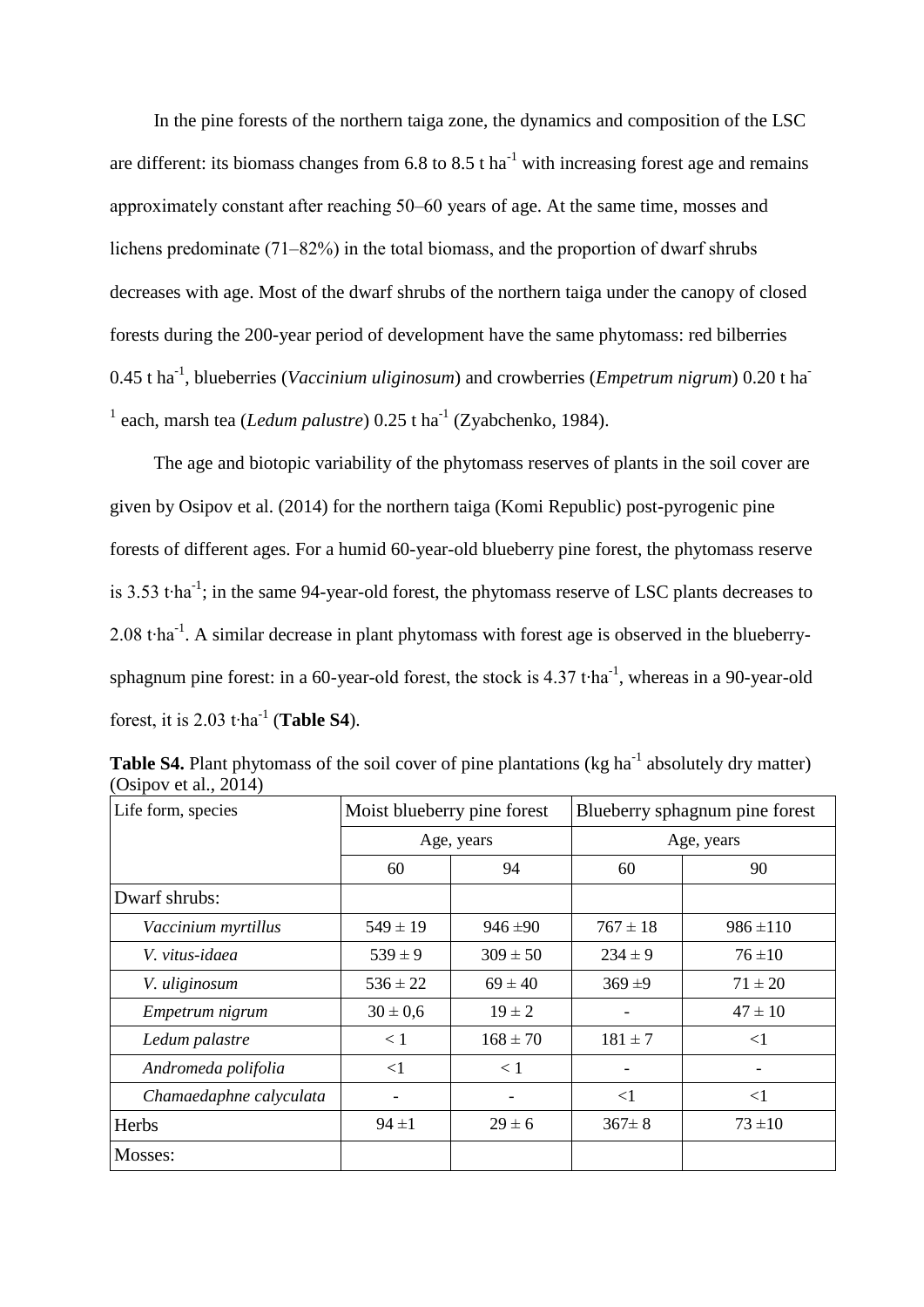In the pine forests of the northern taiga zone, the dynamics and composition of the LSC are different: its biomass changes from 6.8 to 8.5 t ha$^{-1}$ with increasing forest age and remains approximately constant after reaching 50–60 years of age. At the same time, mosses and lichens predominate (71–82%) in the total biomass, and the proportion of dwarf shrubs decreases with age. Most of the dwarf shrubs of the northern taiga under the canopy of closed forests during the 200-year period of development have the same phytomass: red bilberries 0.45 t ha$^{-1}$, blueberries (*Vaccinium uliginosum*) and crowberries (*Empetrum nigrum*) 0.20 t ha$^{-1}$ each, marsh tea (*Ledum palustre*) 0.25 t ha$^{-1}$ (Zyabchenko, 1984).

The age and biotopic variability of the phytomass reserves of plants in the soil cover are given by Osipov et al. (2014) for the northern taiga (Komi Republic) post-pyrogenic pine forests of different ages. For a humid 60-year-old blueberry pine forest, the phytomass reserve is 3.53 t·ha$^{-1}$; in the same 94-year-old forest, the phytomass reserve of LSC plants decreases to 2.08 t·ha$^{-1}$. A similar decrease in plant phytomass with forest age is observed in the blueberry-sphagnum pine forest: in a 60-year-old forest, the stock is 4.37 t·ha$^{-1}$, whereas in a 90-year-old forest, it is 2.03 t·ha$^{-1}$ (**Table S4**).

**Table S4.** Plant phytomass of the soil cover of pine plantations (kg ha$^{-1}$ absolutely dry matter) (Osipov et al., 2014)

| Life form, species | Moist blueberry pine forest | | Blueberry sphagnum pine forest | |
|---|---|---|---|---|
| | Age, years | | Age, years | |
| | 60 | 94 | 60 | 90 |
| Dwarf shrubs: | | | | |
| *Vaccinium myrtillus* | 549 ± 19 | 946 ±90 | 767 ± 18 | 986 ±110 |
| *V. vitus-idaea* | 539 ± 9 | 309 ± 50 | 234 ± 9 | 76 ±10 |
| *V. uliginosum* | 536 ± 22 | 69 ± 40 | 369 ±9 | 71 ± 20 |
| *Empetrum nigrum* | 30 ± 0,6 | 19 ± 2 | - | 47 ± 10 |
| *Ledum palastre* | < 1 | 168 ± 70 | 181 ± 7 | <1 |
| *Andromeda polifolia* | <1 | < 1 | - | - |
| *Chamaedaphne calyculata* | - | - | <1 | <1 |
| Herbs | 94 ±1 | 29 ± 6 | 367± 8 | 73 ±10 |
| Mosses: | | | | |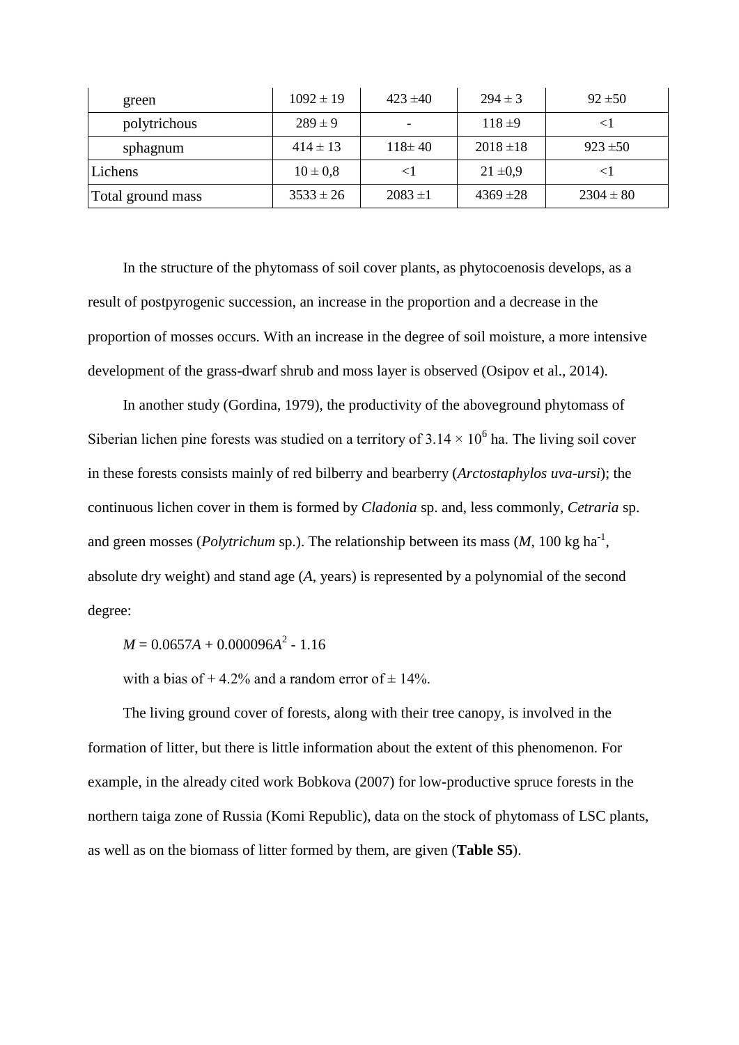| | | | | |
|---|---|---|---|---|
| green | 1092 ± 19 | 423 ±40 | 294 ± 3 | 92 ±50 |
| polytrichous | 289 ± 9 | - | 118 ±9 | <1 |
| sphagnum | 414 ± 13 | 118± 40 | 2018 ±18 | 923 ±50 |
| Lichens | 10 ± 0,8 | <1 | 21 ±0,9 | <1 |
| Total ground mass | 3533 ± 26 | 2083 ±1 | 4369 ±28 | 2304 ± 80 |

In the structure of the phytomass of soil cover plants, as phytocoenosis develops, as a result of postpyrogenic succession, an increase in the proportion and a decrease in the proportion of mosses occurs. With an increase in the degree of soil moisture, a more intensive development of the grass-dwarf shrub and moss layer is observed (Osipov et al., 2014).

In another study (Gordina, 1979), the productivity of the aboveground phytomass of Siberian lichen pine forests was studied on a territory of $3.14 \times 10^6$ ha. The living soil cover in these forests consists mainly of red bilberry and bearberry (*Arctostaphylos uva-ursi*); the continuous lichen cover in them is formed by *Cladonia* sp. and, less commonly, *Cetraria* sp. and green mosses (*Polytrichum* sp.). The relationship between its mass ($M$, 100 kg ha$^{-1}$, absolute dry weight) and stand age ($A$, years) is represented by a polynomial of the second degree:

$$M = 0.0657A + 0.000096A^2 - 1.16$$

with a bias of + 4.2% and a random error of ± 14%.

The living ground cover of forests, along with their tree canopy, is involved in the formation of litter, but there is little information about the extent of this phenomenon. For example, in the already cited work Bobkova (2007) for low-productive spruce forests in the northern taiga zone of Russia (Komi Republic), data on the stock of phytomass of LSC plants, as well as on the biomass of litter formed by them, are given (**Table S5**).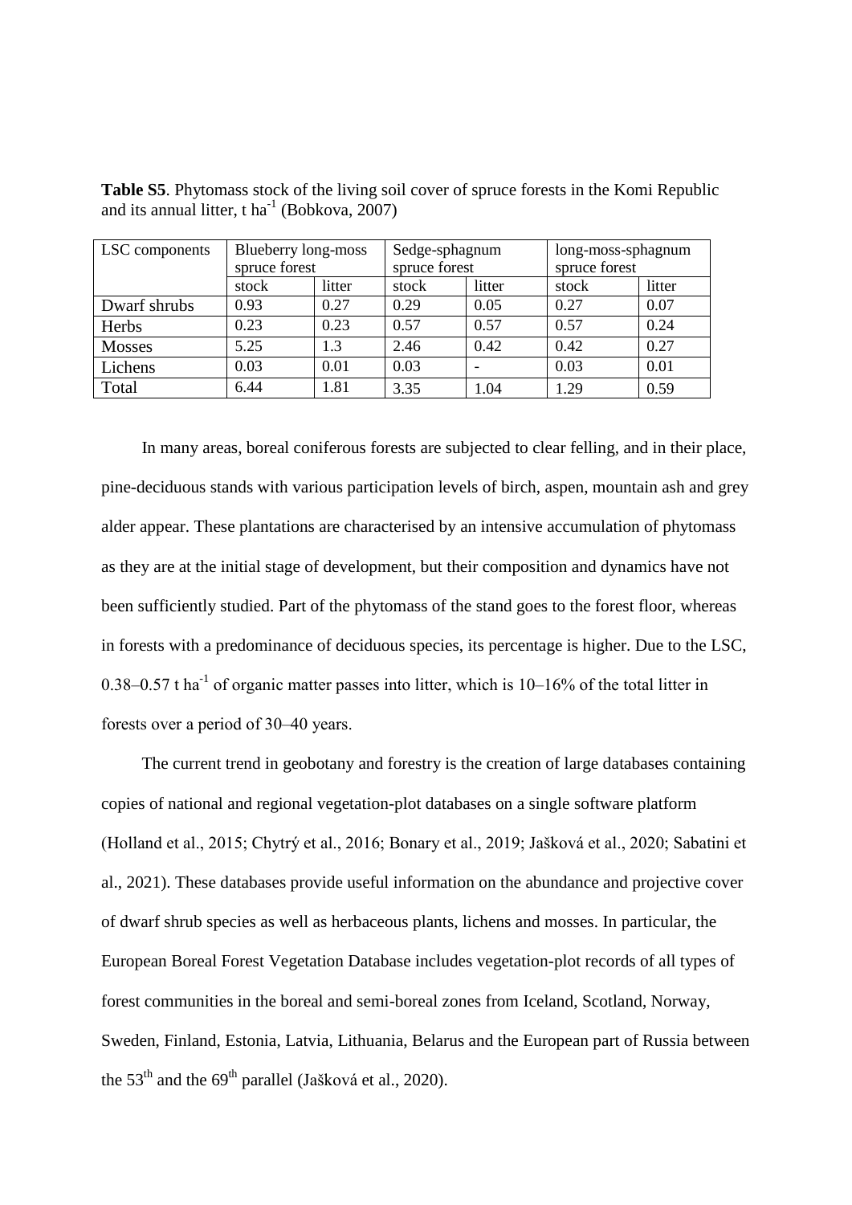**Table S5**. Phytomass stock of the living soil cover of spruce forests in the Komi Republic and its annual litter, t ha$^{-1}$ (Bobkova, 2007)

| LSC components | Blueberry long-moss spruce forest | | Sedge-sphagnum spruce forest | | long-moss-sphagnum spruce forest | |
|---|---|---|---|---|---|---|
| | stock | litter | stock | litter | stock | litter |
| Dwarf shrubs | 0.93 | 0.27 | 0.29 | 0.05 | 0.27 | 0.07 |
| Herbs | 0.23 | 0.23 | 0.57 | 0.57 | 0.57 | 0.24 |
| Mosses | 5.25 | 1.3 | 2.46 | 0.42 | 0.42 | 0.27 |
| Lichens | 0.03 | 0.01 | 0.03 | - | 0.03 | 0.01 |
| Total | 6.44 | 1.81 | 3.35 | 1.04 | 1.29 | 0.59 |

In many areas, boreal coniferous forests are subjected to clear felling, and in their place, pine-deciduous stands with various participation levels of birch, aspen, mountain ash and grey alder appear. These plantations are characterised by an intensive accumulation of phytomass as they are at the initial stage of development, but their composition and dynamics have not been sufficiently studied. Part of the phytomass of the stand goes to the forest floor, whereas in forests with a predominance of deciduous species, its percentage is higher. Due to the LSC, 0.38–0.57 t ha$^{-1}$ of organic matter passes into litter, which is 10–16% of the total litter in forests over a period of 30–40 years.

The current trend in geobotany and forestry is the creation of large databases containing copies of national and regional vegetation-plot databases on a single software platform (Holland et al., 2015; Chytrý et al., 2016; Bonary et al., 2019; Jašková et al., 2020; Sabatini et al., 2021). These databases provide useful information on the abundance and projective cover of dwarf shrub species as well as herbaceous plants, lichens and mosses. In particular, the European Boreal Forest Vegetation Database includes vegetation-plot records of all types of forest communities in the boreal and semi-boreal zones from Iceland, Scotland, Norway, Sweden, Finland, Estonia, Latvia, Lithuania, Belarus and the European part of Russia between the 53$^{th}$ and the 69$^{th}$ parallel (Jašková et al., 2020).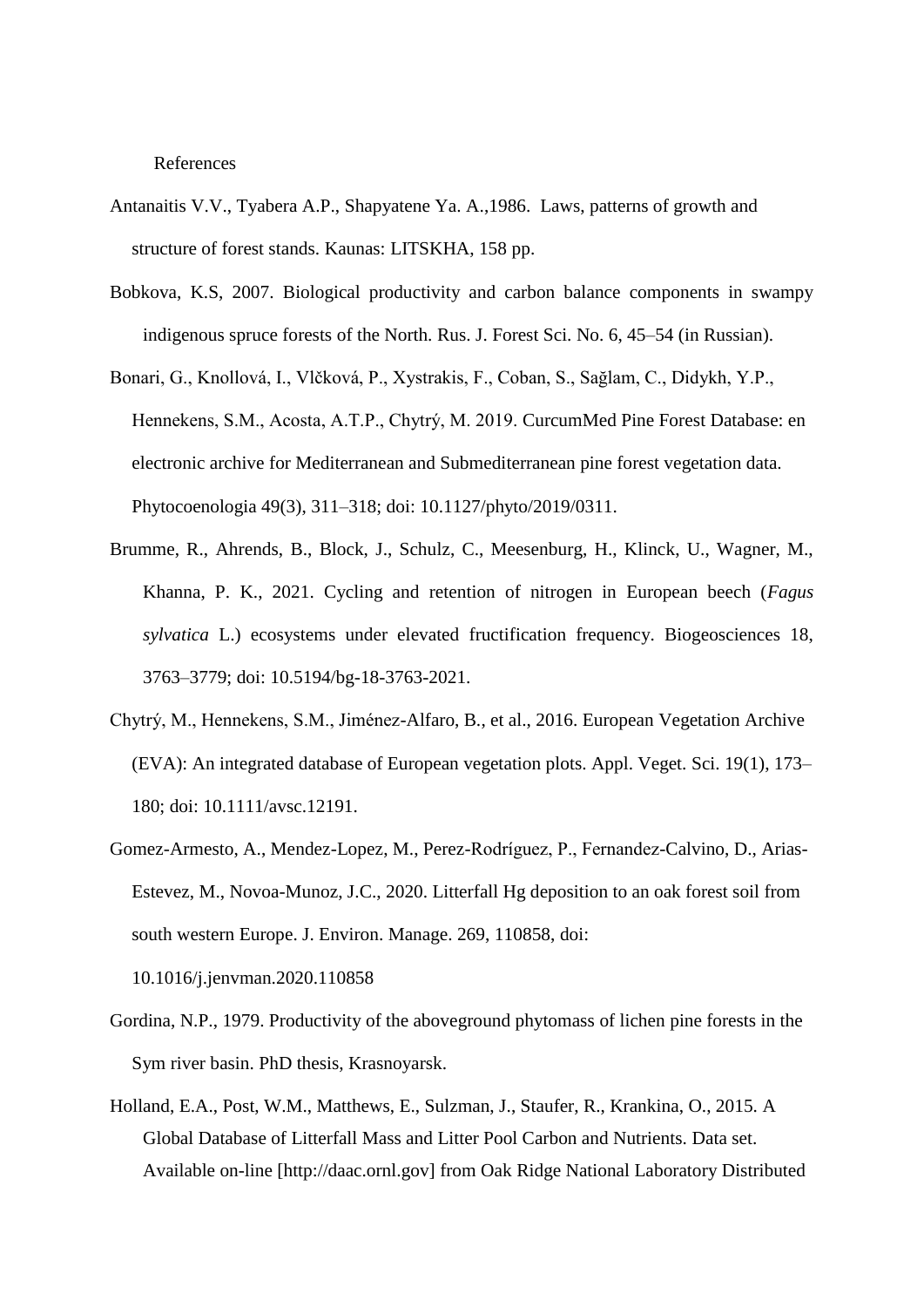References

Antanaitis V.V., Tyabera A.P., Shapyatene Ya. A.,1986. Laws, patterns of growth and structure of forest stands. Kaunas: LITSKHA, 158 pp.

Bobkova, K.S, 2007. Biological productivity and carbon balance components in swampy indigenous spruce forests of the North. Rus. J. Forest Sci. No. 6, 45–54 (in Russian).

Bonari, G., Knollová, I., Vlčková, P., Xystrakis, F., Coban, S., Sağlam, C., Didykh, Y.P., Hennekens, S.M., Acosta, A.T.P., Chytrý, M. 2019. CurcumMed Pine Forest Database: en electronic archive for Mediterranean and Submediterranean pine forest vegetation data. Phytocoenologia 49(3), 311–318; doi: 10.1127/phyto/2019/0311.

Brumme, R., Ahrends, B., Block, J., Schulz, C., Meesenburg, H., Klinck, U., Wagner, M., Khanna, P. K., 2021. Cycling and retention of nitrogen in European beech (*Fagus sylvatica* L.) ecosystems under elevated fructification frequency. Biogeosciences 18, 3763–3779; doi: 10.5194/bg-18-3763-2021.

Chytrý, M., Hennekens, S.M., Jiménez-Alfaro, B., et al., 2016. European Vegetation Archive (EVA): An integrated database of European vegetation plots. Appl. Veget. Sci. 19(1), 173–180; doi: 10.1111/avsc.12191.

Gomez-Armesto, A., Mendez-Lopez, M., Perez-Rodríguez, P., Fernandez-Calvino, D., Arias-Estevez, M., Novoa-Munoz, J.C., 2020. Litterfall Hg deposition to an oak forest soil from south western Europe. J. Environ. Manage. 269, 110858, doi: 10.1016/j.jenvman.2020.110858

Gordina, N.P., 1979. Productivity of the aboveground phytomass of lichen pine forests in the Sym river basin. PhD thesis, Krasnoyarsk.

Holland, E.A., Post, W.M., Matthews, E., Sulzman, J., Staufer, R., Krankina, O., 2015. A Global Database of Litterfall Mass and Litter Pool Carbon and Nutrients. Data set. Available on-line [http://daac.ornl.gov] from Oak Ridge National Laboratory Distributed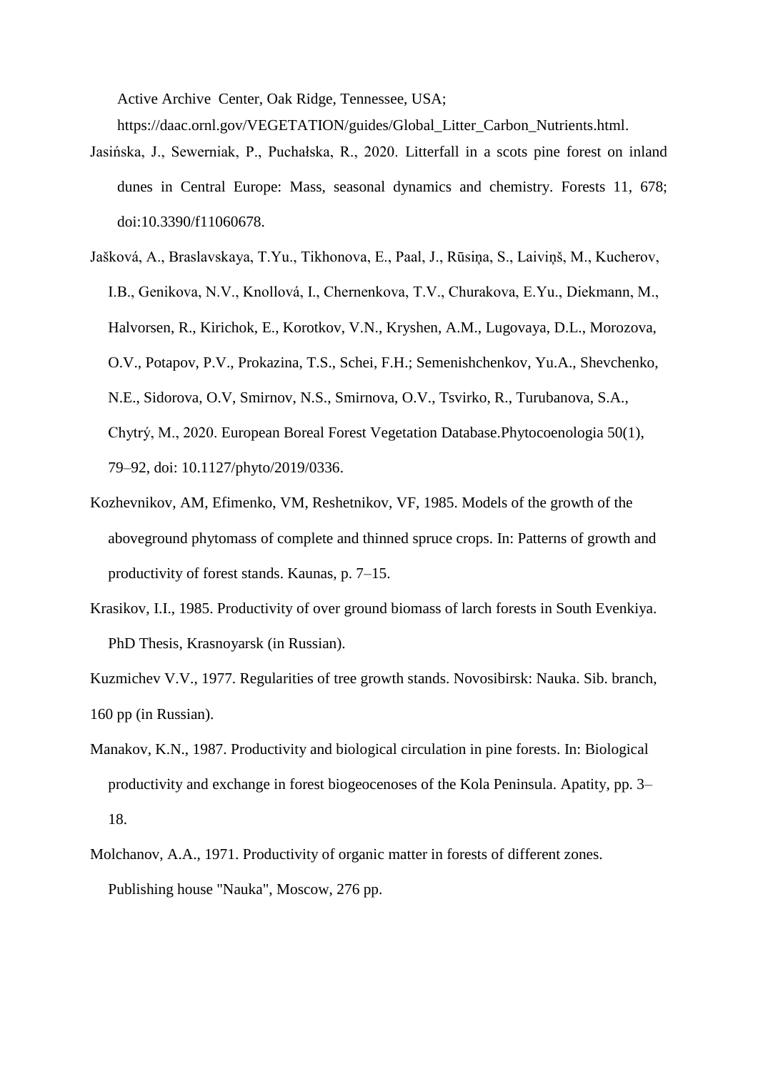Active Archive Center, Oak Ridge, Tennessee, USA; https://daac.ornl.gov/VEGETATION/guides/Global_Litter_Carbon_Nutrients.html.

Jasińska, J., Sewerniak, P., Puchałska, R., 2020. Litterfall in a scots pine forest on inland dunes in Central Europe: Mass, seasonal dynamics and chemistry. Forests 11, 678; doi:10.3390/f11060678.

Jašková, A., Braslavskaya, T.Yu., Tikhonova, E., Paal, J., Rūsiņa, S., Laiviņš, M., Kucherov, I.B., Genikova, N.V., Knollová, I., Chernenkova, T.V., Churakova, E.Yu., Diekmann, M., Halvorsen, R., Kirichok, E., Korotkov, V.N., Kryshen, A.M., Lugovaya, D.L., Morozova, O.V., Potapov, P.V., Prokazina, T.S., Schei, F.H.; Semenishchenkov, Yu.A., Shevchenko, N.E., Sidorova, O.V, Smirnov, N.S., Smirnova, O.V., Tsvirko, R., Turubanova, S.A., Chytrý, M., 2020. European Boreal Forest Vegetation Database.Phytocoenologia 50(1), 79–92, doi: 10.1127/phyto/2019/0336.

Kozhevnikov, AM, Efimenko, VM, Reshetnikov, VF, 1985. Models of the growth of the aboveground phytomass of complete and thinned spruce crops. In: Patterns of growth and productivity of forest stands. Kaunas, p. 7–15.

Krasikov, I.I., 1985. Productivity of over ground biomass of larch forests in South Evenkiya. PhD Thesis, Krasnoyarsk (in Russian).

Kuzmichev V.V., 1977. Regularities of tree growth stands. Novosibirsk: Nauka. Sib. branch, 160 pp (in Russian).

Manakov, K.N., 1987. Productivity and biological circulation in pine forests. In: Biological productivity and exchange in forest biogeocenoses of the Kola Peninsula. Apatity, pp. 3–18.

Molchanov, A.A., 1971. Productivity of organic matter in forests of different zones. Publishing house "Nauka", Moscow, 276 pp.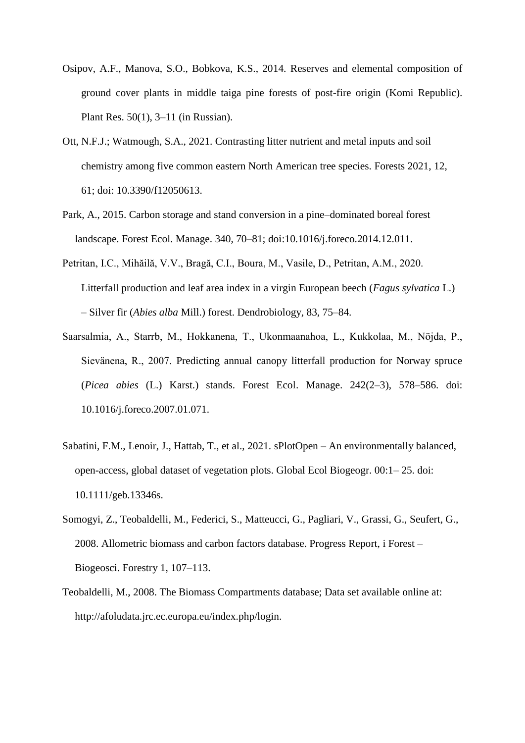Osipov, A.F., Manova, S.O., Bobkova, K.S., 2014. Reserves and elemental composition of ground cover plants in middle taiga pine forests of post-fire origin (Komi Republic). Plant Res. 50(1), 3–11 (in Russian).

Ott, N.F.J.; Watmough, S.A., 2021. Contrasting litter nutrient and metal inputs and soil chemistry among five common eastern North American tree species. Forests 2021, 12, 61; doi: 10.3390/f12050613.

Park, A., 2015. Carbon storage and stand conversion in a pine–dominated boreal forest landscape. Forest Ecol. Manage. 340, 70–81; doi:10.1016/j.foreco.2014.12.011.

Petritan, I.C., Mihăilă, V.V., Bragă, C.I., Boura, M., Vasile, D., Petritan, A.M., 2020. Litterfall production and leaf area index in a virgin European beech (*Fagus sylvatica* L.) – Silver fir (*Abies alba* Mill.) forest. Dendrobiology, 83, 75–84.

Saarsalmia, A., Starrb, M., Hokkanena, T., Ukonmaanahoa, L., Kukkolaa, M., Nöjda, P., Sievänena, R., 2007. Predicting annual canopy litterfall production for Norway spruce (*Picea abies* (L.) Karst.) stands. Forest Ecol. Manage. 242(2–3), 578–586. doi: 10.1016/j.foreco.2007.01.071.

Sabatini, F.M., Lenoir, J., Hattab, T., et al., 2021. sPlotOpen – An environmentally balanced, open-access, global dataset of vegetation plots. Global Ecol Biogeogr. 00:1– 25. doi: 10.1111/geb.13346s.

Somogyi, Z., Teobaldelli, M., Federici, S., Matteucci, G., Pagliari, V., Grassi, G., Seufert, G., 2008. Allometric biomass and carbon factors database. Progress Report, i Forest – Biogeosci. Forestry 1, 107–113.

Teobaldelli, M., 2008. The Biomass Compartments database; Data set available online at: http://afoludata.jrc.ec.europa.eu/index.php/login.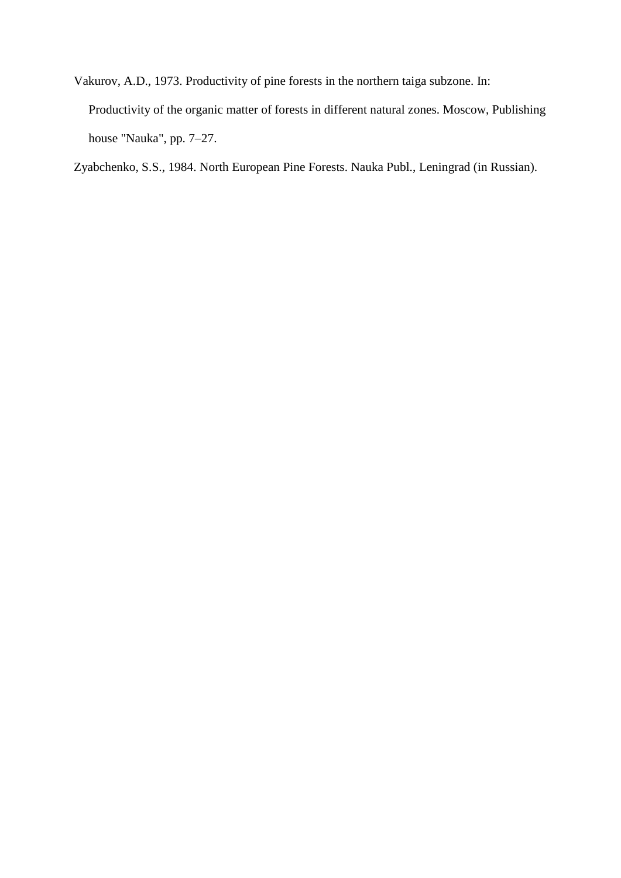Vakurov, A.D., 1973. Productivity of pine forests in the northern taiga subzone. In: Productivity of the organic matter of forests in different natural zones. Moscow, Publishing house "Nauka", pp. 7–27.

Zyabchenko, S.S., 1984. North European Pine Forests. Nauka Publ., Leningrad (in Russian).